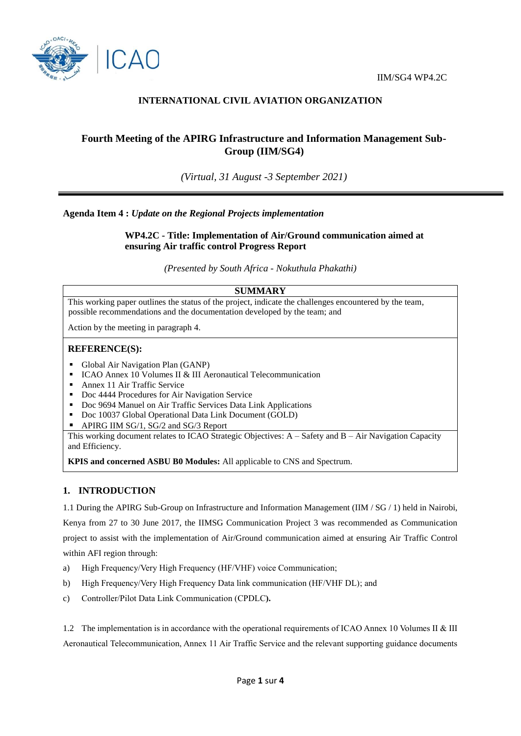IIM/SG4 WP4.2C

**INTERNATIONAL CIVIL AVIATION ORGANIZATION**

# Fourth Meeting of the APIRG Infrastructure and Information Management Sub-Group (IIM/SG4)

*(Virtual, 31 August -3 September 2021)*

---

**Agenda Item 4 :** ***Update on the Regional Projects implementation***

**WP4.2C - Title: Implementation of Air/Ground communication aimed at ensuring Air traffic control Progress Report**

*(Presented by South Africa - Nokuthula Phakathi)*

| SUMMARY |
| --- |
| This working paper outlines the status of the project, indicate the challenges encountered by the team, possible recommendations and the documentation developed by the team; and<br><br>Action by the meeting in paragraph 4. |
| **REFERENCE(S):**<br>▪ Global Air Navigation Plan (GANP)<br>▪ ICAO Annex 10 Volumes II & III Aeronautical Telecommunication<br>▪ Annex 11 Air Traffic Service<br>▪ Doc 4444 Procedures for Air Navigation Service<br>▪ Doc 9694 Manuel on Air Traffic Services Data Link Applications<br>▪ Doc 10037 Global Operational Data Link Document (GOLD)<br>▪ APIRG IIM SG/1, SG/2 and SG/3 Report |
| This working document relates to ICAO Strategic Objectives: A – Safety and B – Air Navigation Capacity and Efficiency.<br><br>**KPIS and concerned ASBU B0 Modules:** All applicable to CNS and Spectrum. |

## 1. INTRODUCTION

1.1 During the APIRG Sub-Group on Infrastructure and Information Management (IIM / SG / 1) held in Nairobi, Kenya from 27 to 30 June 2017, the IIMSG Communication Project 3 was recommended as Communication project to assist with the implementation of Air/Ground communication aimed at ensuring Air Traffic Control within AFI region through:

a) High Frequency/Very High Frequency (HF/VHF) voice Communication;

b) High Frequency/Very High Frequency Data link communication (HF/VHF DL); and

c) Controller/Pilot Data Link Communication (CPDLC**).**

1.2 The implementation is in accordance with the operational requirements of ICAO Annex 10 Volumes II & III Aeronautical Telecommunication, Annex 11 Air Traffic Service and the relevant supporting guidance documents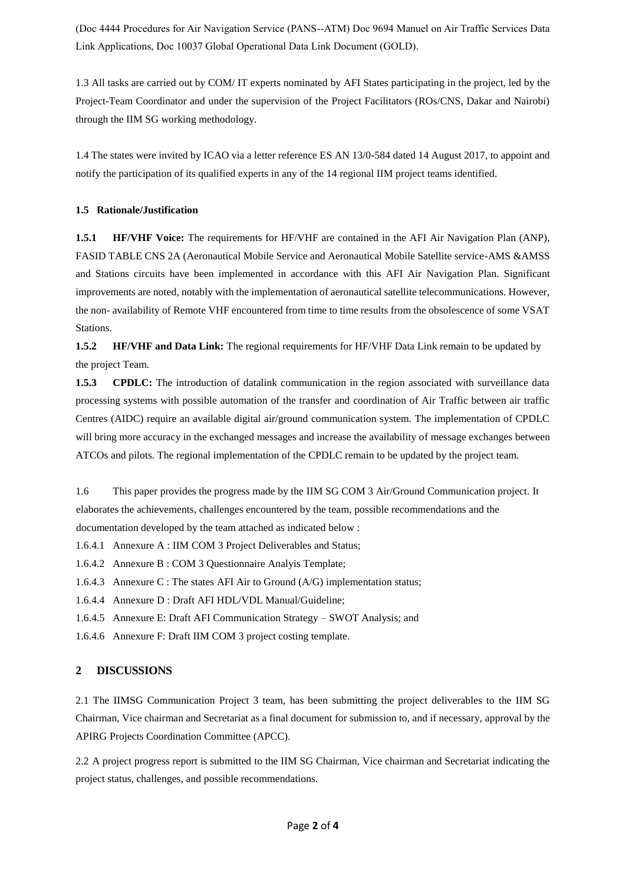(Doc 4444 Procedures for Air Navigation Service (PANS--ATM) Doc 9694 Manuel on Air Traffic Services Data Link Applications, Doc 10037 Global Operational Data Link Document (GOLD).

1.3 All tasks are carried out by COM/ IT experts nominated by AFI States participating in the project, led by the Project-Team Coordinator and under the supervision of the Project Facilitators (ROs/CNS, Dakar and Nairobi) through the IIM SG working methodology.

1.4 The states were invited by ICAO via a letter reference ES AN 13/0-584 dated 14 August 2017, to appoint and notify the participation of its qualified experts in any of the 14 regional IIM project teams identified.

**1.5 Rationale/Justification**

**1.5.1 HF/VHF Voice:** The requirements for HF/VHF are contained in the AFI Air Navigation Plan (ANP), FASID TABLE CNS 2A (Aeronautical Mobile Service and Aeronautical Mobile Satellite service-AMS &AMSS and Stations circuits have been implemented in accordance with this AFI Air Navigation Plan. Significant improvements are noted, notably with the implementation of aeronautical satellite telecommunications. However, the non- availability of Remote VHF encountered from time to time results from the obsolescence of some VSAT Stations.

**1.5.2 HF/VHF and Data Link:** The regional requirements for HF/VHF Data Link remain to be updated by the project Team.

**1.5.3 CPDLC:** The introduction of datalink communication in the region associated with surveillance data processing systems with possible automation of the transfer and coordination of Air Traffic between air traffic Centres (AIDC) require an available digital air/ground communication system. The implementation of CPDLC will bring more accuracy in the exchanged messages and increase the availability of message exchanges between ATCOs and pilots. The regional implementation of the CPDLC remain to be updated by the project team.

1.6 This paper provides the progress made by the IIM SG COM 3 Air/Ground Communication project. It elaborates the achievements, challenges encountered by the team, possible recommendations and the documentation developed by the team attached as indicated below :

1.6.4.1 Annexure A : IIM COM 3 Project Deliverables and Status;

1.6.4.2 Annexure B : COM 3 Questionnaire Analyis Template;

1.6.4.3 Annexure C : The states AFI Air to Ground (A/G) implementation status;

1.6.4.4 Annexure D : Draft AFI HDL/VDL Manual/Guideline;

1.6.4.5 Annexure E: Draft AFI Communication Strategy – SWOT Analysis; and

1.6.4.6 Annexure F: Draft IIM COM 3 project costing template.

## 2 DISCUSSIONS

2.1 The IIMSG Communication Project 3 team, has been submitting the project deliverables to the IIM SG Chairman, Vice chairman and Secretariat as a final document for submission to, and if necessary, approval by the APIRG Projects Coordination Committee (APCC).

2.2 A project progress report is submitted to the IIM SG Chairman, Vice chairman and Secretariat indicating the project status, challenges, and possible recommendations.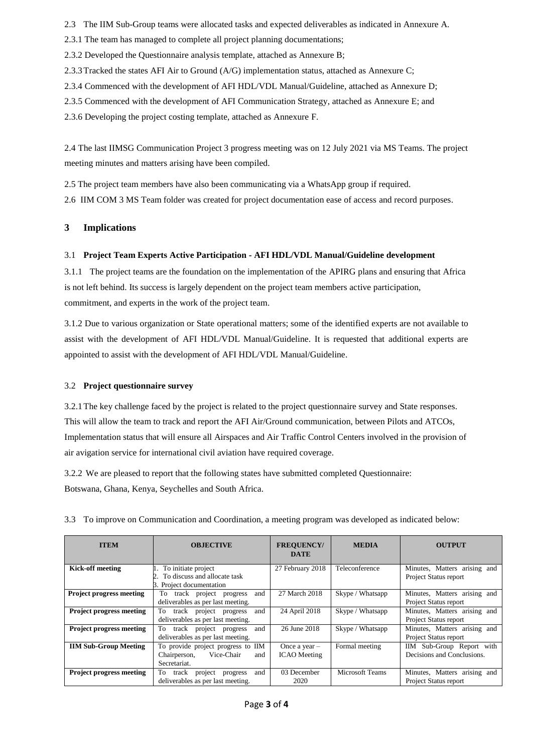2.3 The IIM Sub-Group teams were allocated tasks and expected deliverables as indicated in Annexure A.

2.3.1 The team has managed to complete all project planning documentations;

2.3.2 Developed the Questionnaire analysis template, attached as Annexure B;

2.3.3 Tracked the states AFI Air to Ground (A/G) implementation status, attached as Annexure C;

2.3.4 Commenced with the development of AFI HDL/VDL Manual/Guideline, attached as Annexure D;

2.3.5 Commenced with the development of AFI Communication Strategy, attached as Annexure E; and

2.3.6 Developing the project costing template, attached as Annexure F.

2.4 The last IIMSG Communication Project 3 progress meeting was on 12 July 2021 via MS Teams. The project meeting minutes and matters arising have been compiled.

2.5 The project team members have also been communicating via a WhatsApp group if required.

2.6 IIM COM 3 MS Team folder was created for project documentation ease of access and record purposes.

## 3 Implications

### 3.1 **Project Team Experts Active Participation - AFI HDL/VDL Manual/Guideline development**

3.1.1 The project teams are the foundation on the implementation of the APIRG plans and ensuring that Africa is not left behind. Its success is largely dependent on the project team members active participation, commitment, and experts in the work of the project team.

3.1.2 Due to various organization or State operational matters; some of the identified experts are not available to assist with the development of AFI HDL/VDL Manual/Guideline. It is requested that additional experts are appointed to assist with the development of AFI HDL/VDL Manual/Guideline.

### 3.2 **Project questionnaire survey**

3.2.1 The key challenge faced by the project is related to the project questionnaire survey and State responses. This will allow the team to track and report the AFI Air/Ground communication, between Pilots and ATCOs, Implementation status that will ensure all Airspaces and Air Traffic Control Centers involved in the provision of air avigation service for international civil aviation have required coverage.

3.2.2 We are pleased to report that the following states have submitted completed Questionnaire: Botswana, Ghana, Kenya, Seychelles and South Africa.

3.3 To improve on Communication and Coordination, a meeting program was developed as indicated below:

| ITEM | OBJECTIVE | FREQUENCY/ DATE | MEDIA | OUTPUT |
|---|---|---|---|---|
| **Kick-off meeting** | 1. To initiate project<br>2. To discuss and allocate task<br>3. Project documentation | 27 February 2018 | Teleconference | Minutes, Matters arising and Project Status report |
| **Project progress meeting** | To track project progress and deliverables as per last meeting. | 27 March 2018 | Skype / Whatsapp | Minutes, Matters arising and Project Status report |
| **Project progress meeting** | To track project progress and deliverables as per last meeting. | 24 April 2018 | Skype / Whatsapp | Minutes, Matters arising and Project Status report |
| **Project progress meeting** | To track project progress and deliverables as per last meeting. | 26 June 2018 | Skype / Whatsapp | Minutes, Matters arising and Project Status report |
| **IIM Sub-Group Meeting** | To provide project progress to IIM Chairperson, Vice-Chair and Secretariat. | Once a year – ICAO Meeting | Formal meeting | IIM Sub-Group Report with Decisions and Conclusions. |
| **Project progress meeting** | To track project progress and deliverables as per last meeting. | 03 December 2020 | Microsoft Teams | Minutes, Matters arising and Project Status report |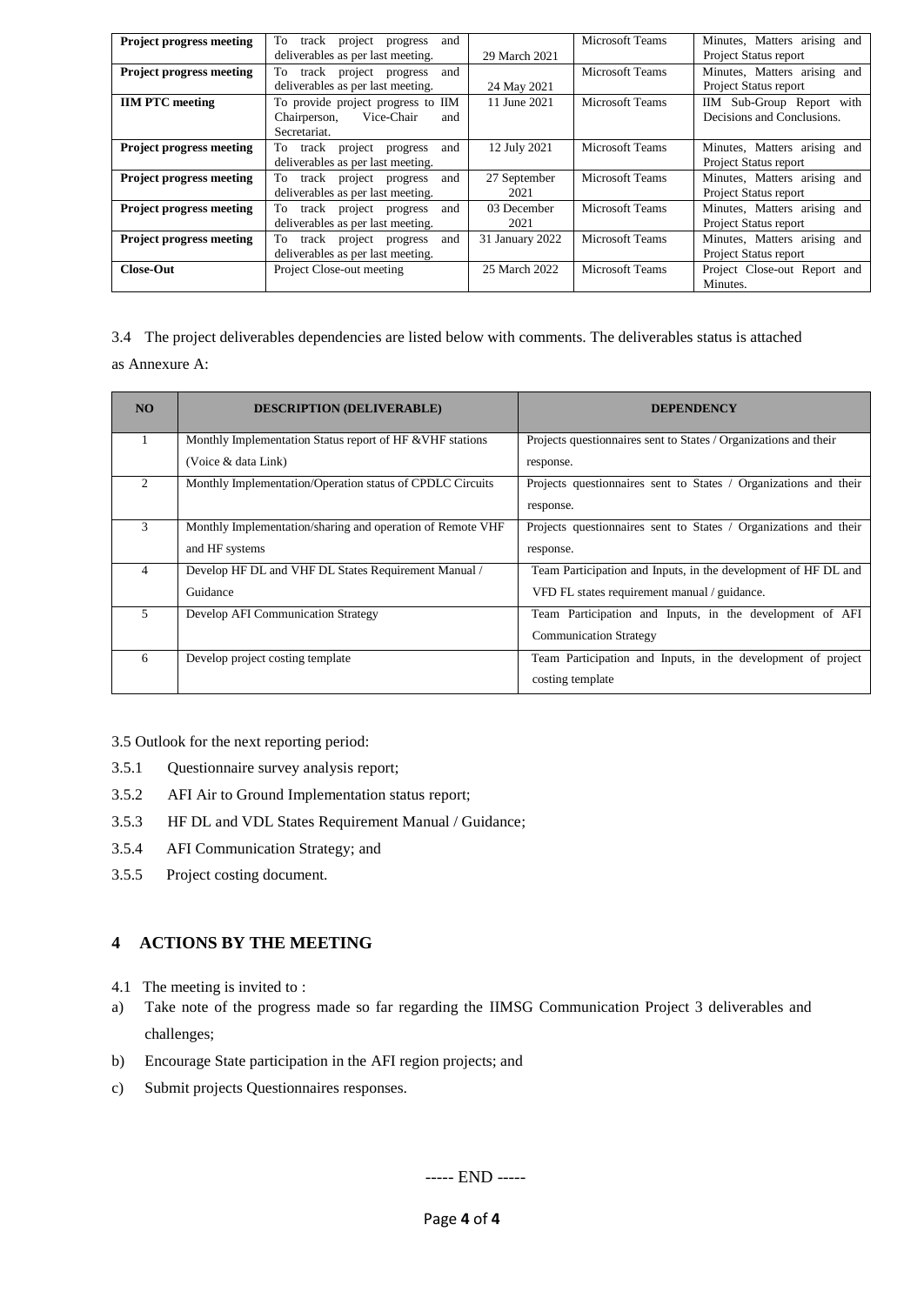| | | | | |
|---|---|---|---|---|
| **Project progress meeting** | To track project progress and deliverables as per last meeting. | 29 March 2021 | Microsoft Teams | Minutes, Matters arising and Project Status report |
| **Project progress meeting** | To track project progress and deliverables as per last meeting. | 24 May 2021 | Microsoft Teams | Minutes, Matters arising and Project Status report |
| **IIM PTC meeting** | To provide project progress to IIM Chairperson, Vice-Chair and Secretariat. | 11 June 2021 | Microsoft Teams | IIM Sub-Group Report with Decisions and Conclusions. |
| **Project progress meeting** | To track project progress and deliverables as per last meeting. | 12 July 2021 | Microsoft Teams | Minutes, Matters arising and Project Status report |
| **Project progress meeting** | To track project progress and deliverables as per last meeting. | 27 September 2021 | Microsoft Teams | Minutes, Matters arising and Project Status report |
| **Project progress meeting** | To track project progress and deliverables as per last meeting. | 03 December 2021 | Microsoft Teams | Minutes, Matters arising and Project Status report |
| **Project progress meeting** | To track project progress and deliverables as per last meeting. | 31 January 2022 | Microsoft Teams | Minutes, Matters arising and Project Status report |
| **Close-Out** | Project Close-out meeting | 25 March 2022 | Microsoft Teams | Project Close-out Report and Minutes. |

3.4 The project deliverables dependencies are listed below with comments. The deliverables status is attached as Annexure A:

| NO | DESCRIPTION (DELIVERABLE) | DEPENDENCY |
|---|---|---|
| 1 | Monthly Implementation Status report of HF &VHF stations (Voice & data Link) | Projects questionnaires sent to States / Organizations and their response. |
| 2 | Monthly Implementation/Operation status of CPDLC Circuits | Projects questionnaires sent to States / Organizations and their response. |
| 3 | Monthly Implementation/sharing and operation of Remote VHF and HF systems | Projects questionnaires sent to States / Organizations and their response. |
| 4 | Develop HF DL and VHF DL States Requirement Manual / Guidance | Team Participation and Inputs, in the development of HF DL and VFD FL states requirement manual / guidance. |
| 5 | Develop AFI Communication Strategy | Team Participation and Inputs, in the development of AFI Communication Strategy |
| 6 | Develop project costing template | Team Participation and Inputs, in the development of project costing template |

3.5 Outlook for the next reporting period:

3.5.1 Questionnaire survey analysis report;

3.5.2 AFI Air to Ground Implementation status report;

3.5.3 HF DL and VDL States Requirement Manual / Guidance;

3.5.4 AFI Communication Strategy; and

3.5.5 Project costing document.

## 4 ACTIONS BY THE MEETING

4.1 The meeting is invited to :

a) Take note of the progress made so far regarding the IIMSG Communication Project 3 deliverables and challenges;

b) Encourage State participation in the AFI region projects; and

c) Submit projects Questionnaires responses.

----- END -----